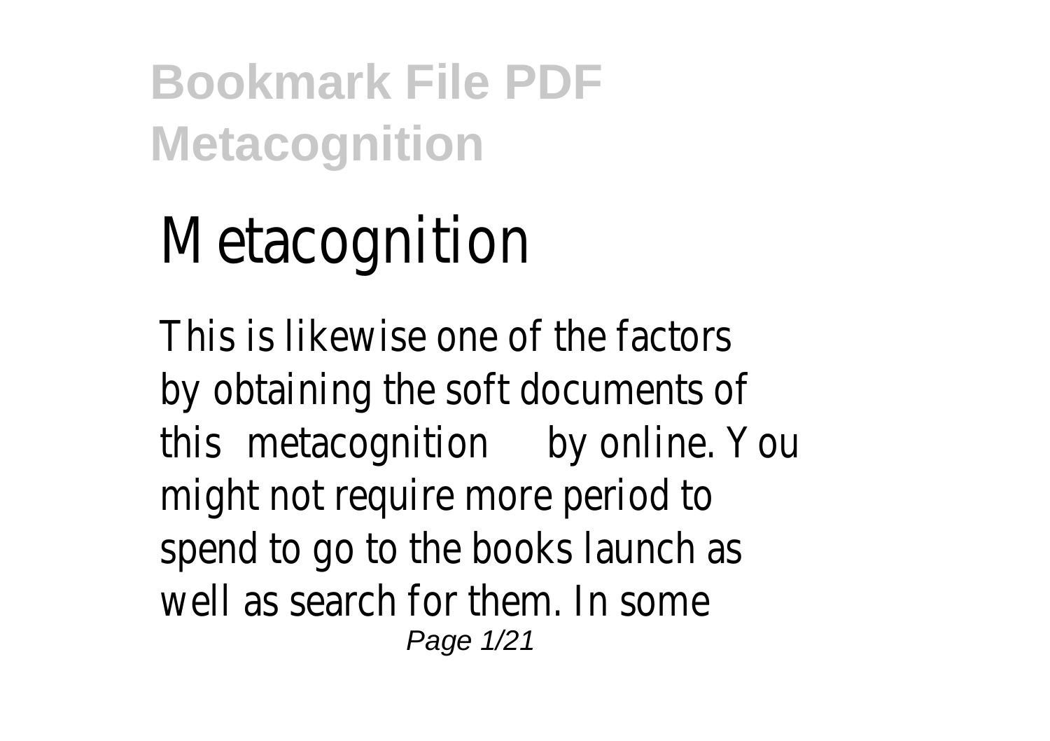# Metacognition

This is likewise one of the factors by obtaining the soft documents of this metacognition by online. You might not require more period to spend to go to the books launch as well as search for them. In some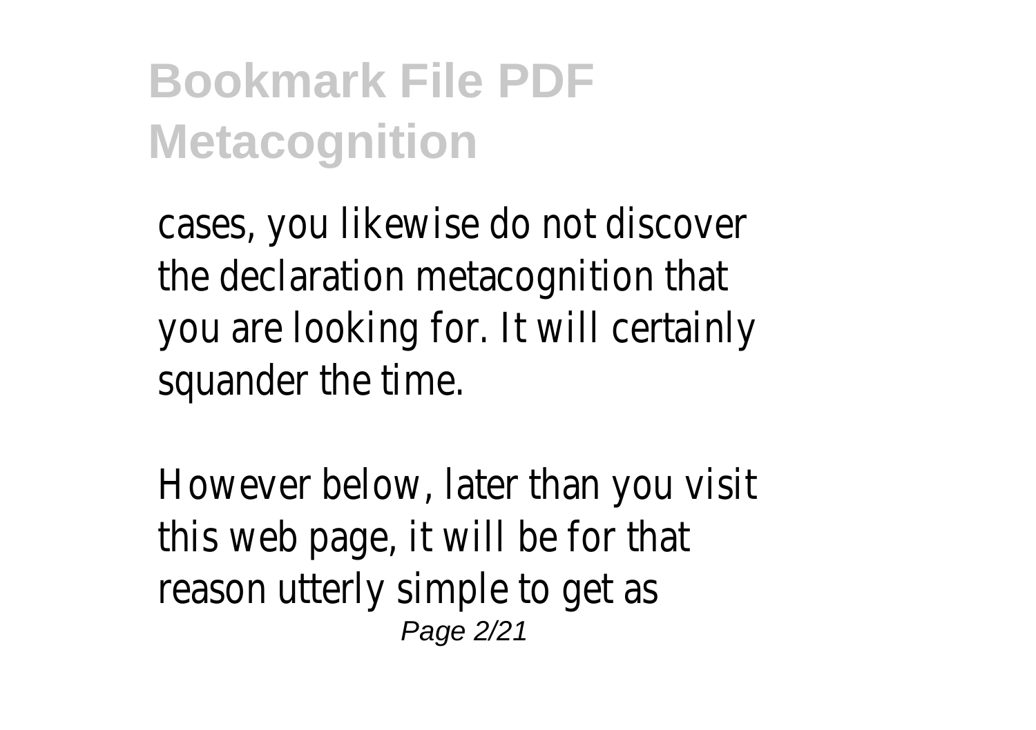cases, you likewise do not discover the declaration metacognition that you are looking for. It will certainly squander the time.

However below, later than you visit this web page, it will be for that reason utterly simple to get as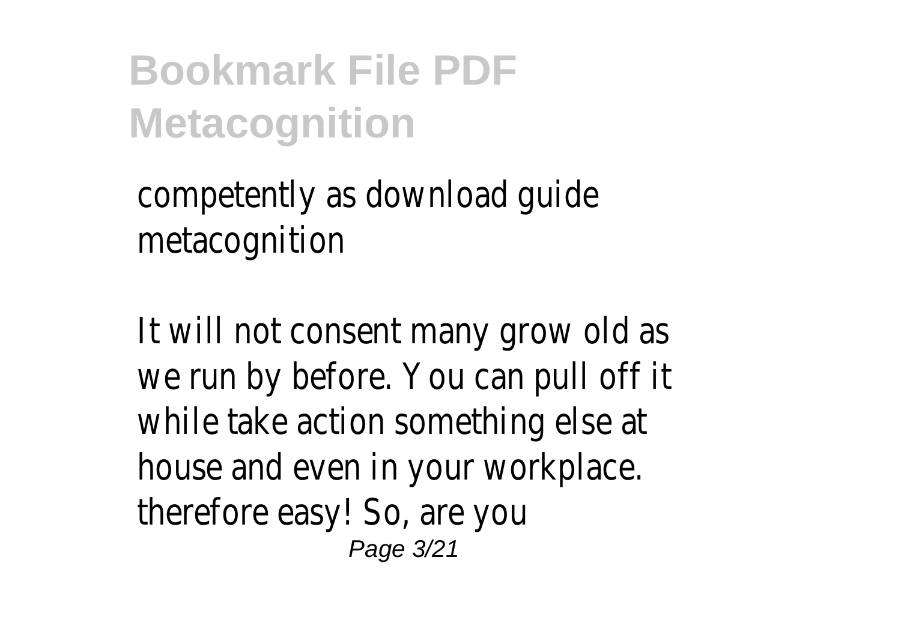competently as download guide metacognition

It will not consent many grow old as we run by before. You can pull off it while take action something else at house and even in your workplace. therefore easy! So, are you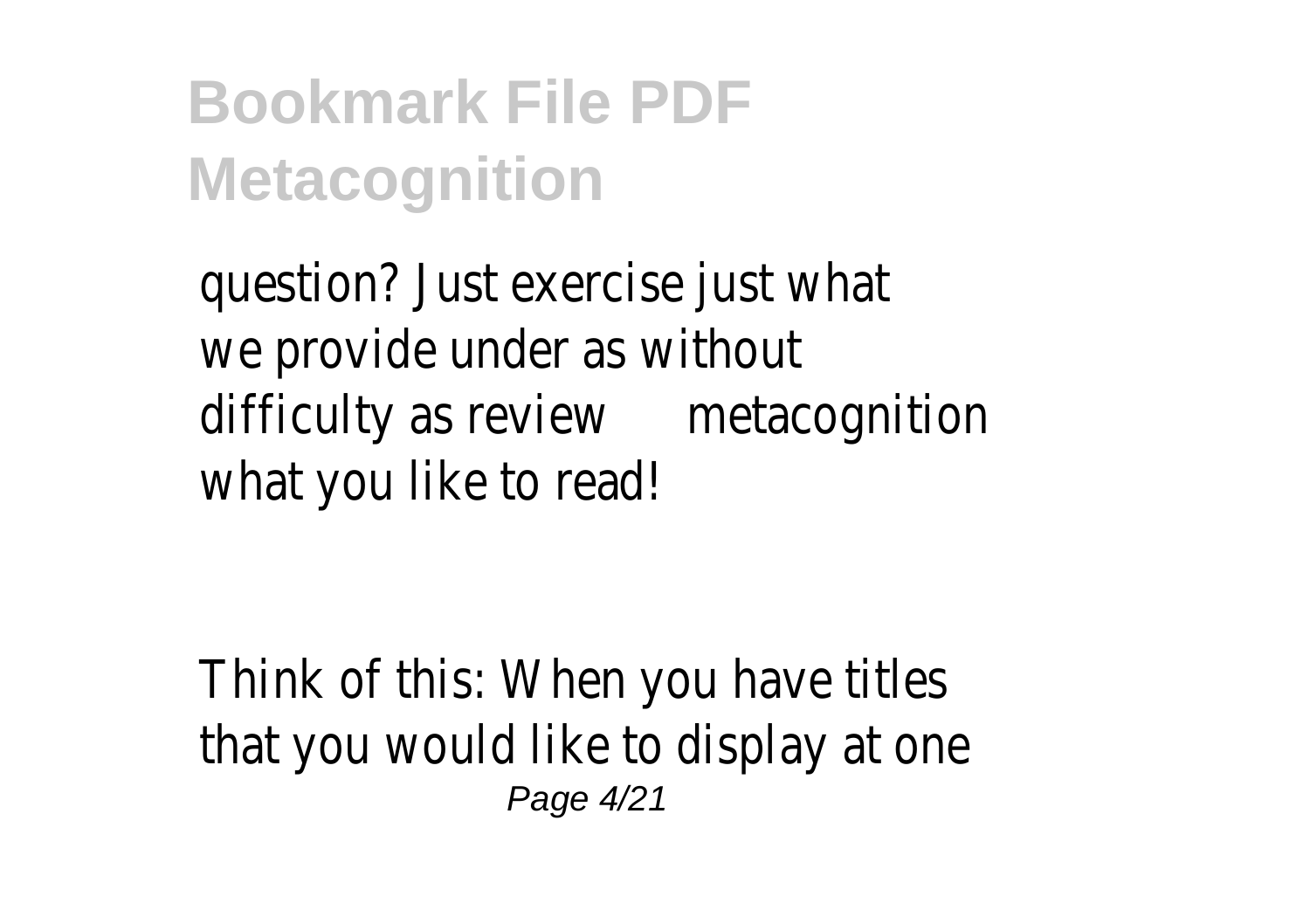question? Just exercise just what we provide under as without difficulty as review metacognition what you like to read!

Think of this: When you have titles that you would like to display at one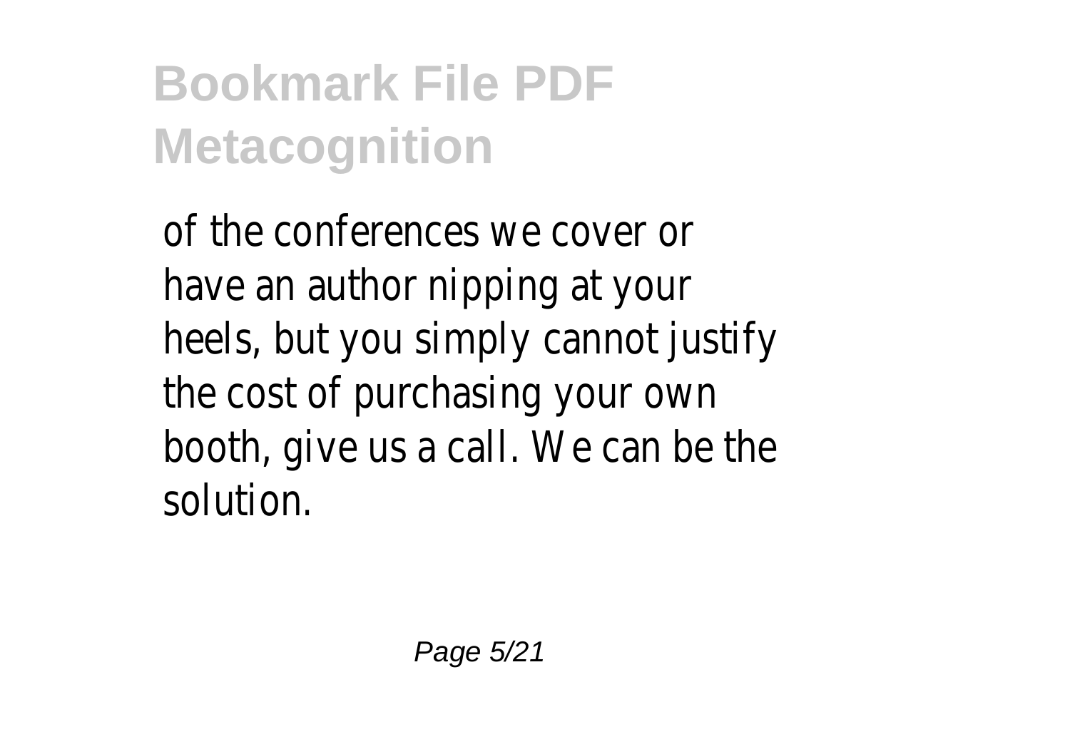of the conferences we cover or have an author nipping at your heels, but you simply cannot justify the cost of purchasing your own booth, give us a call. We can be the solution.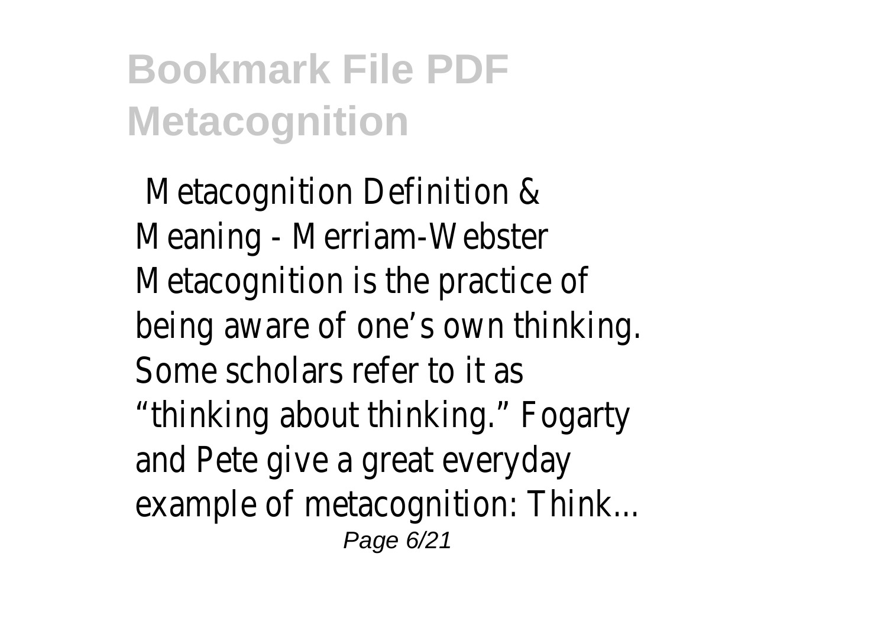Metacognition Definition & Meaning - Merriam-Webster Metacognition is the practice of being aware of one's own thinking. Some scholars refer to it as "thinking about thinking." Fogarty and Pete give a great everyday example of metacognition: Think...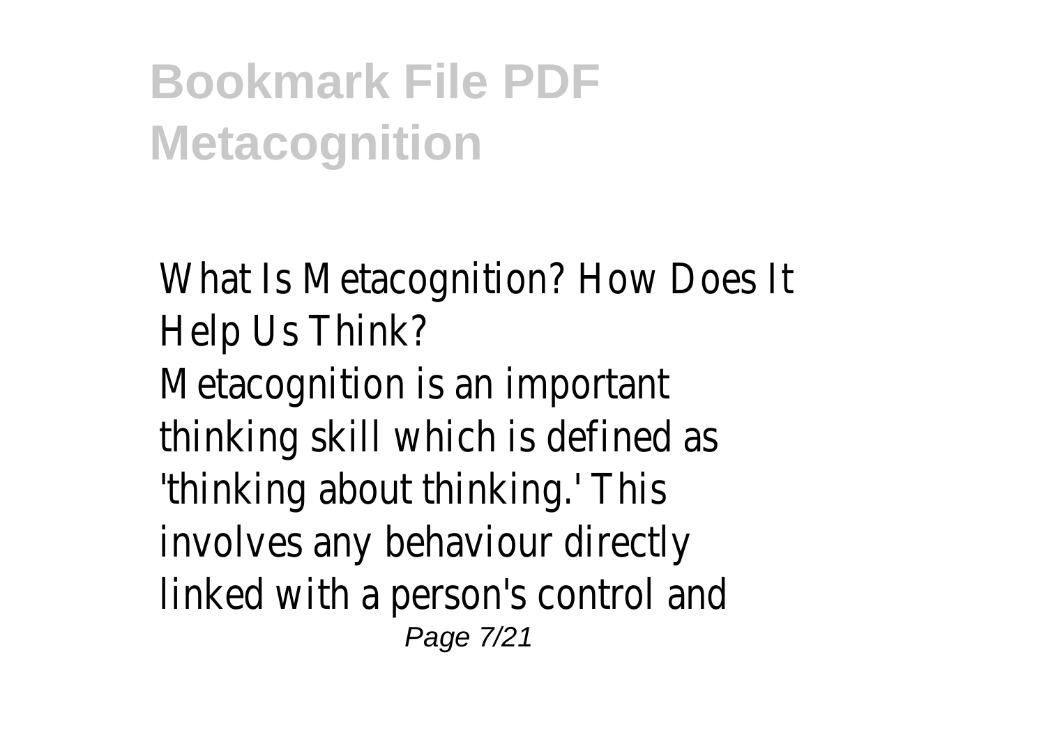What Is Metacognition? How Does It Help Us Think?

Metacognition is an important thinking skill which is defined as 'thinking about thinking.' This involves any behaviour directly linked with a person's control and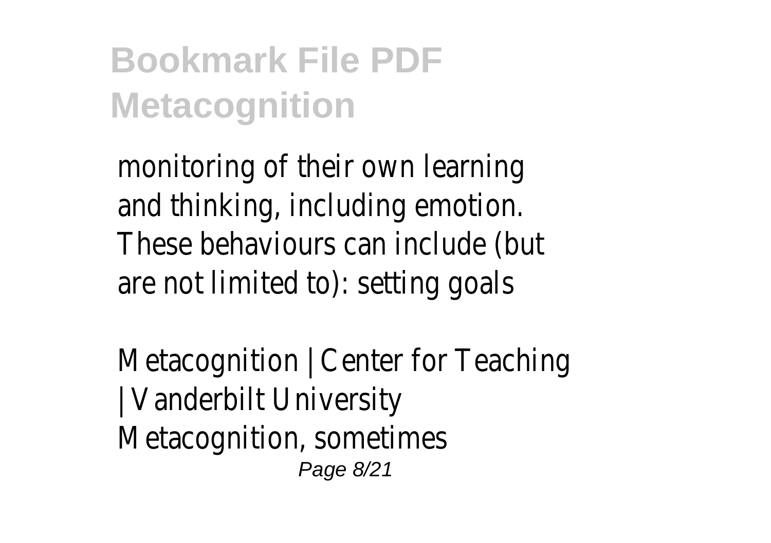monitoring of their own learning and thinking, including emotion. These behaviours can include (but are not limited to): setting goals

Metacognition | Center for Teaching | Vanderbilt University
Metacognition, sometimes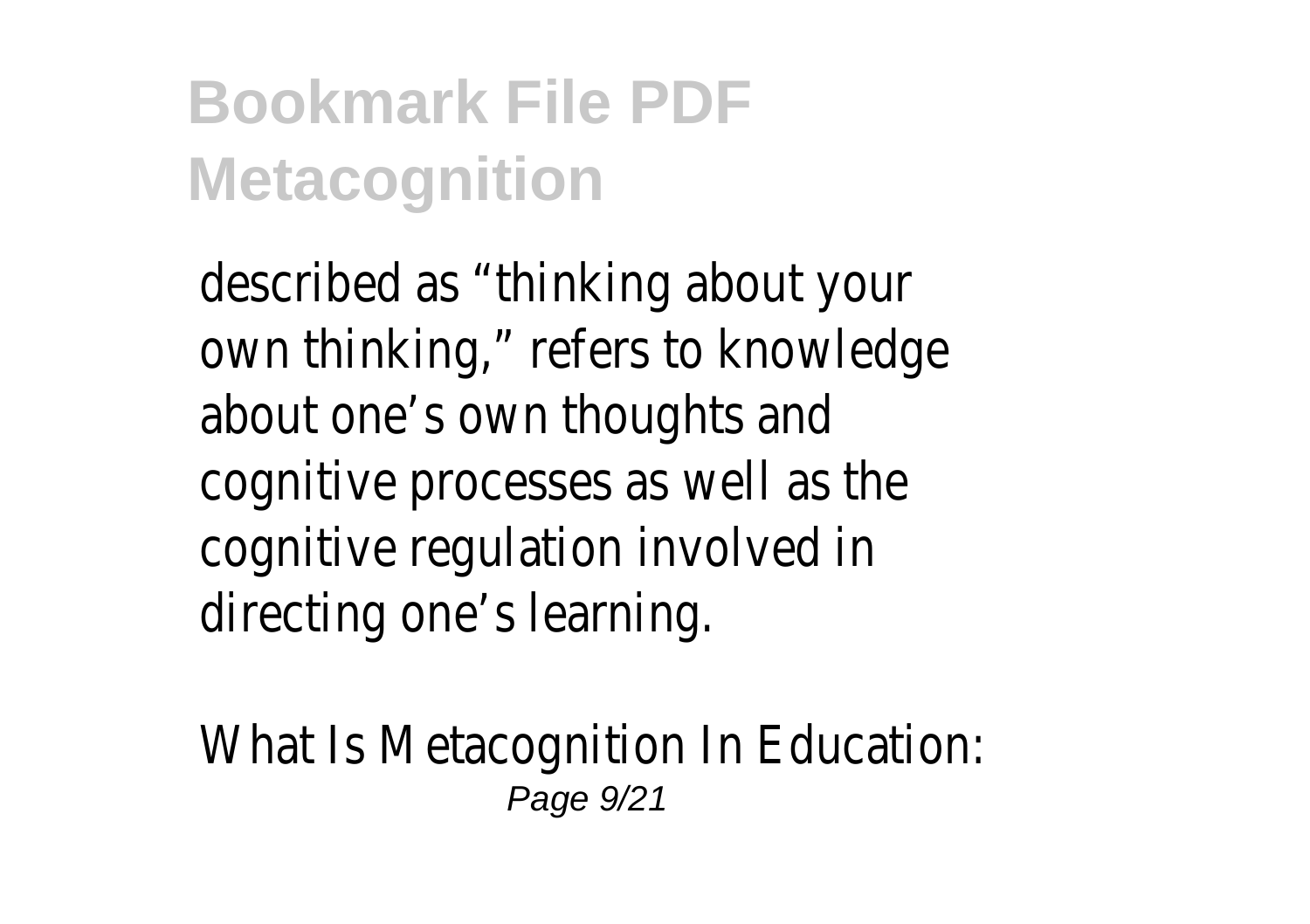described as “thinking about your own thinking,” refers to knowledge about one’s own thoughts and cognitive processes as well as the cognitive regulation involved in directing one’s learning.

What Is Metacognition In Education: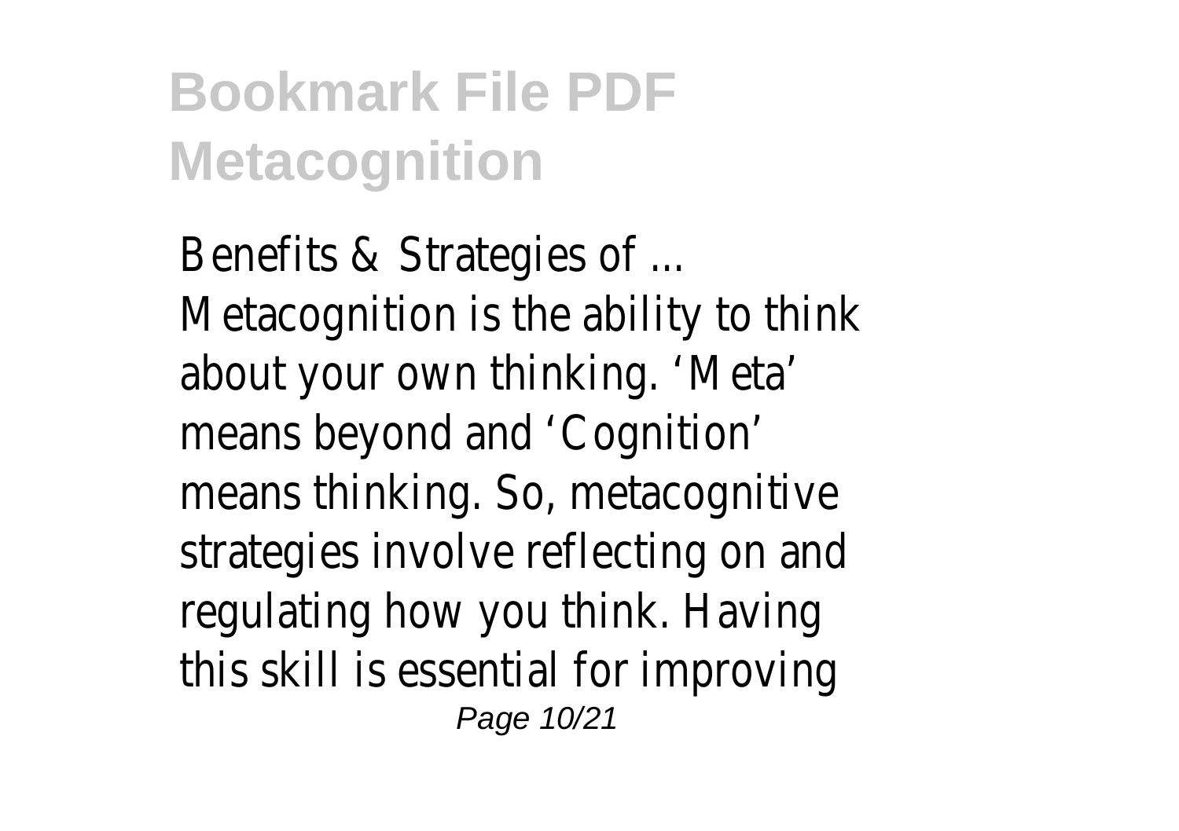Benefits & Strategies of ...
Metacognition is the ability to think about your own thinking. 'Meta' means beyond and 'Cognition' means thinking. So, metacognitive strategies involve reflecting on and regulating how you think. Having this skill is essential for improving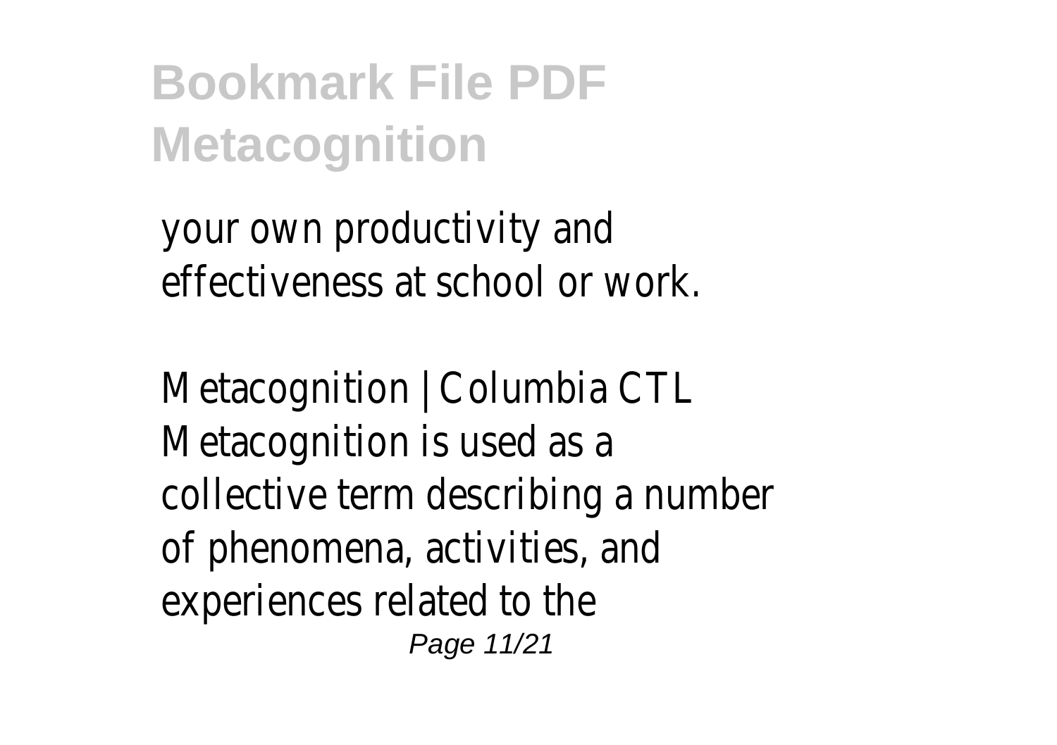your own productivity and effectiveness at school or work.

Metacognition | Columbia CTL
Metacognition is used as a collective term describing a number of phenomena, activities, and experiences related to the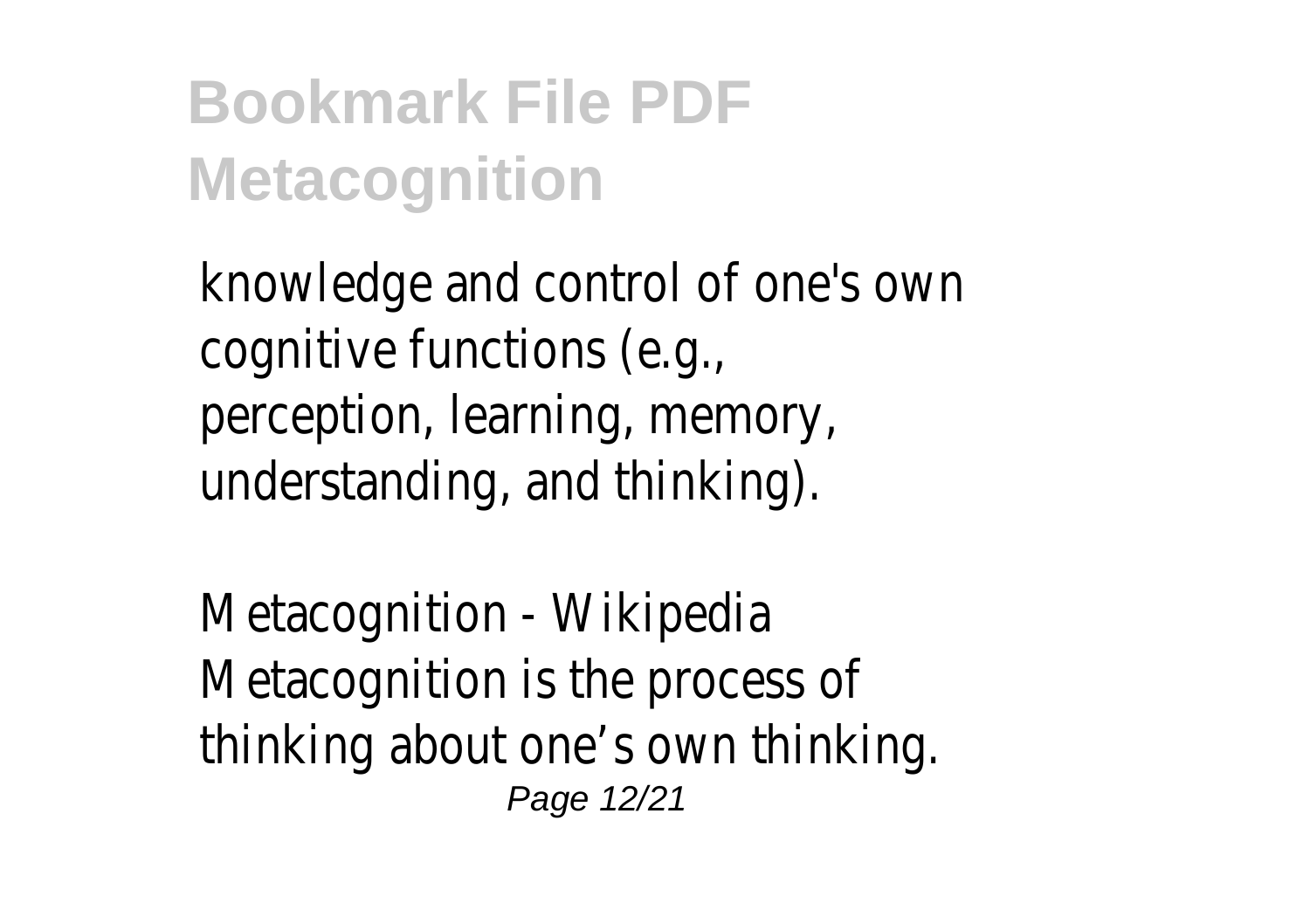knowledge and control of one's own cognitive functions (e.g., perception, learning, memory, understanding, and thinking).

Metacognition - Wikipedia
Metacognition is the process of thinking about one's own thinking.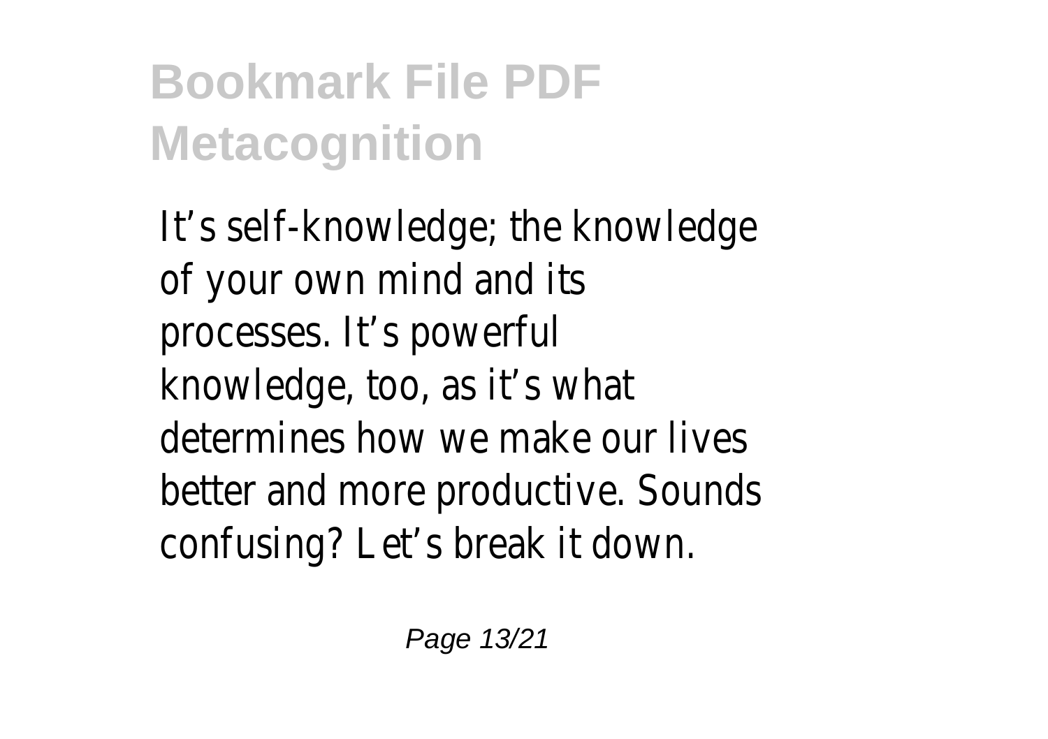It's self-knowledge; the knowledge of your own mind and its processes. It's powerful knowledge, too, as it's what determines how we make our lives better and more productive. Sounds confusing? Let's break it down.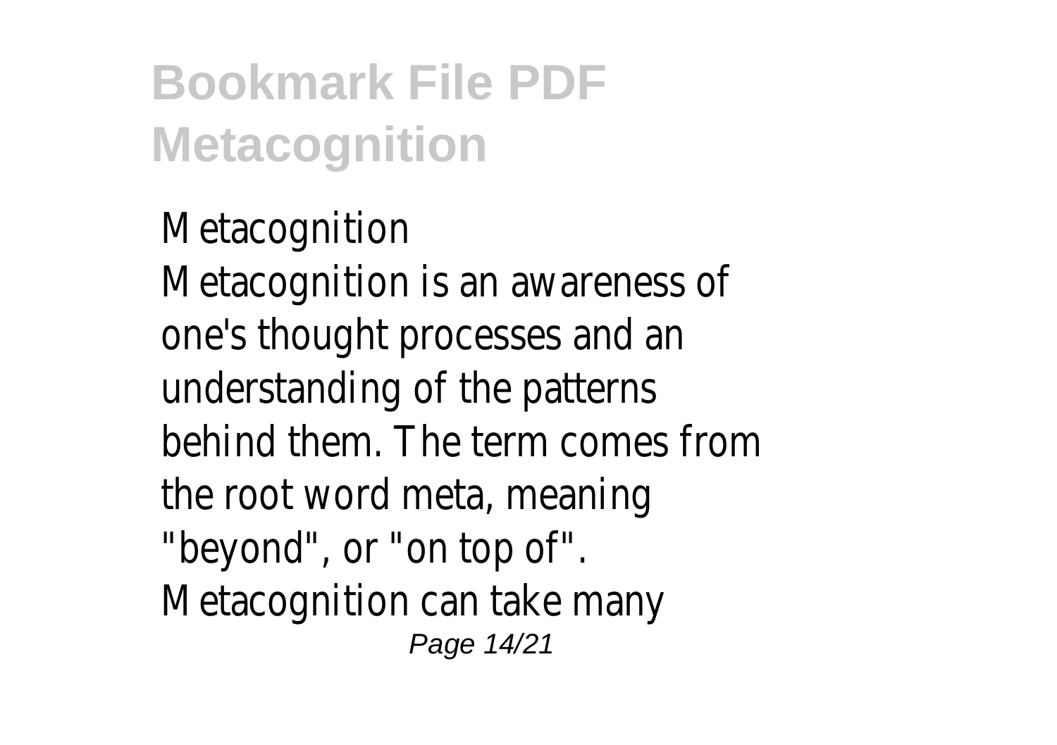Metacognition
Metacognition is an awareness of one's thought processes and an understanding of the patterns behind them. The term comes from the root word meta, meaning "beyond", or "on top of". Metacognition can take many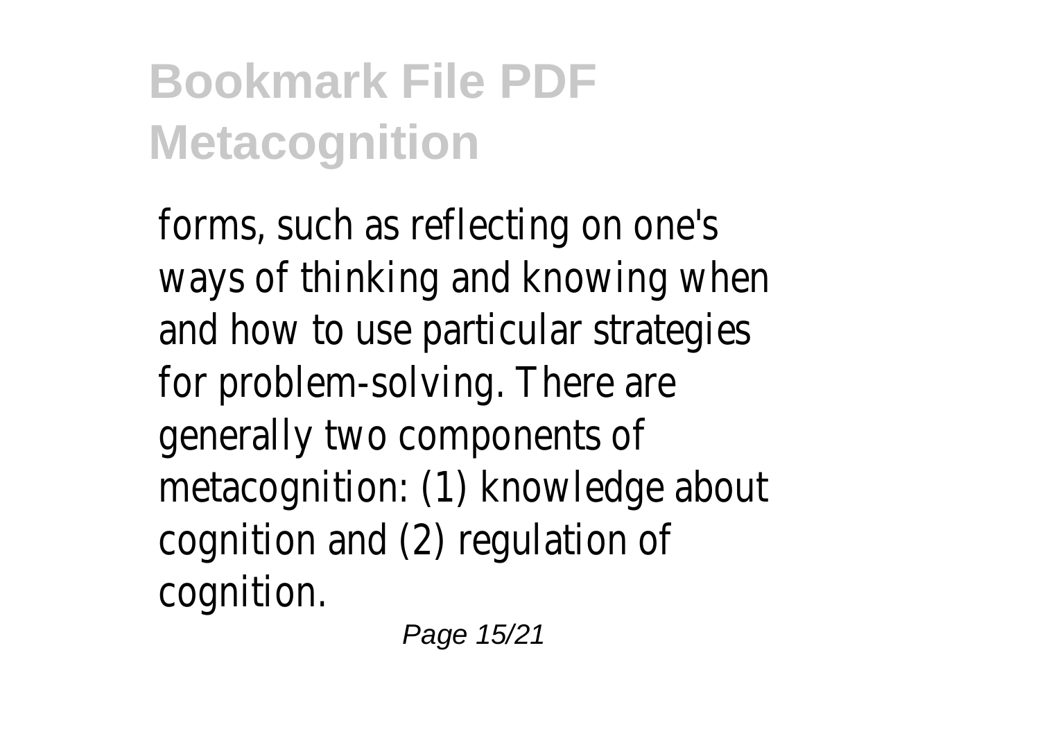forms, such as reflecting on one's ways of thinking and knowing when and how to use particular strategies for problem-solving. There are generally two components of metacognition: (1) knowledge about cognition and (2) regulation of cognition.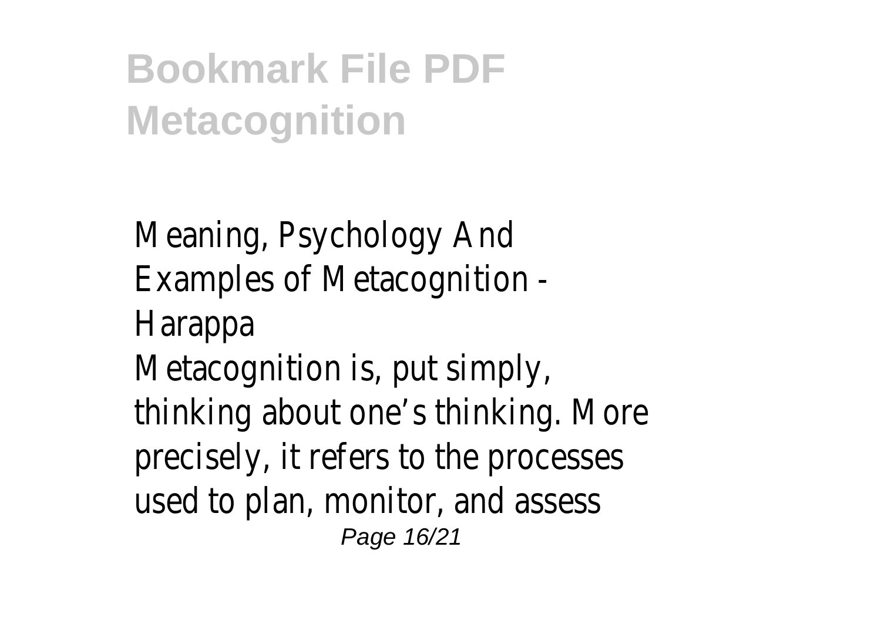**Bookmark File PDF Metacognition**

Meaning, Psychology And Examples of Metacognition - Harappa

Metacognition is, put simply, thinking about one's thinking. More precisely, it refers to the processes used to plan, monitor, and assess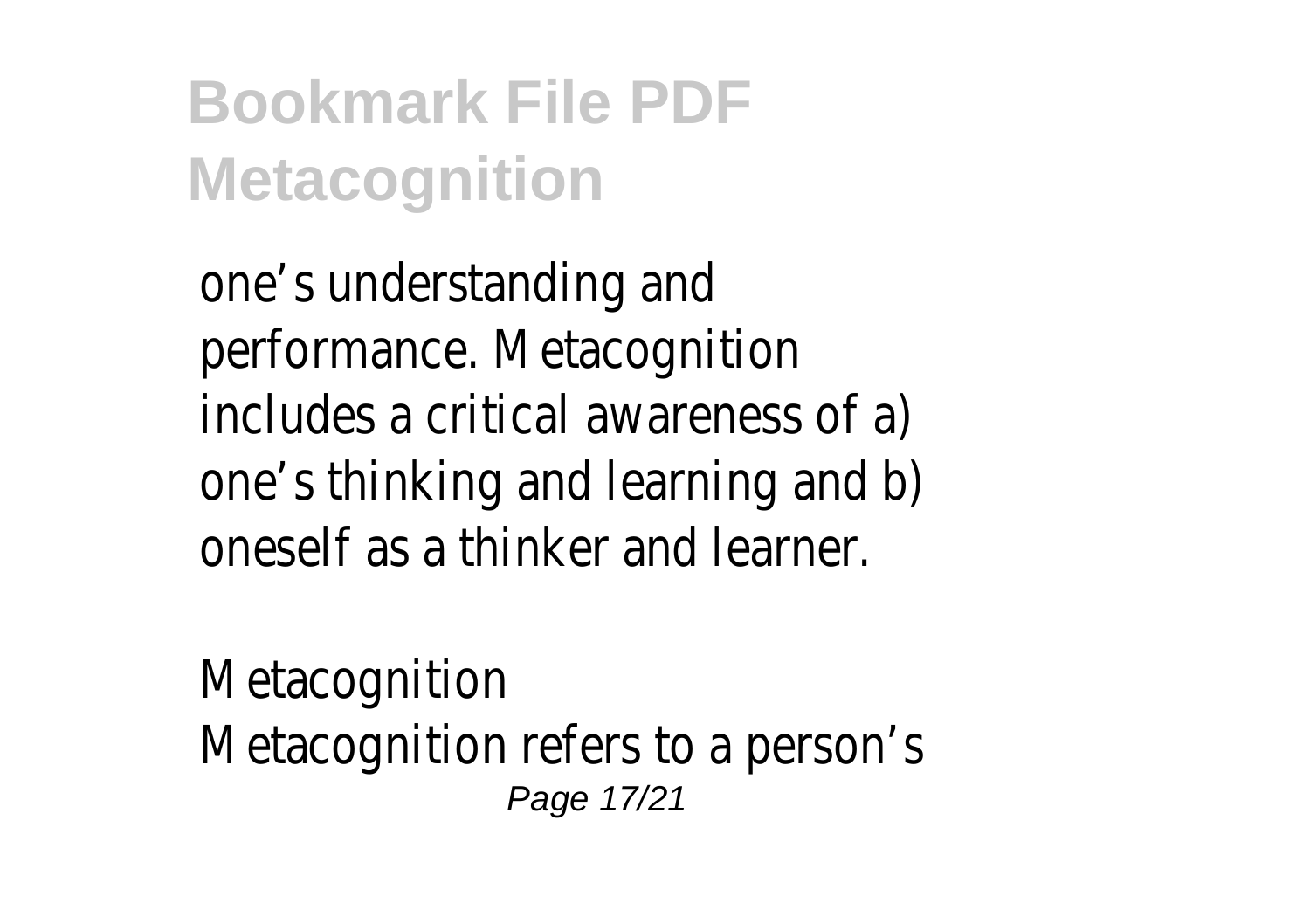one’s understanding and performance. Metacognition includes a critical awareness of a) one’s thinking and learning and b) oneself as a thinker and learner.

Metacognition

Metacognition refers to a person’s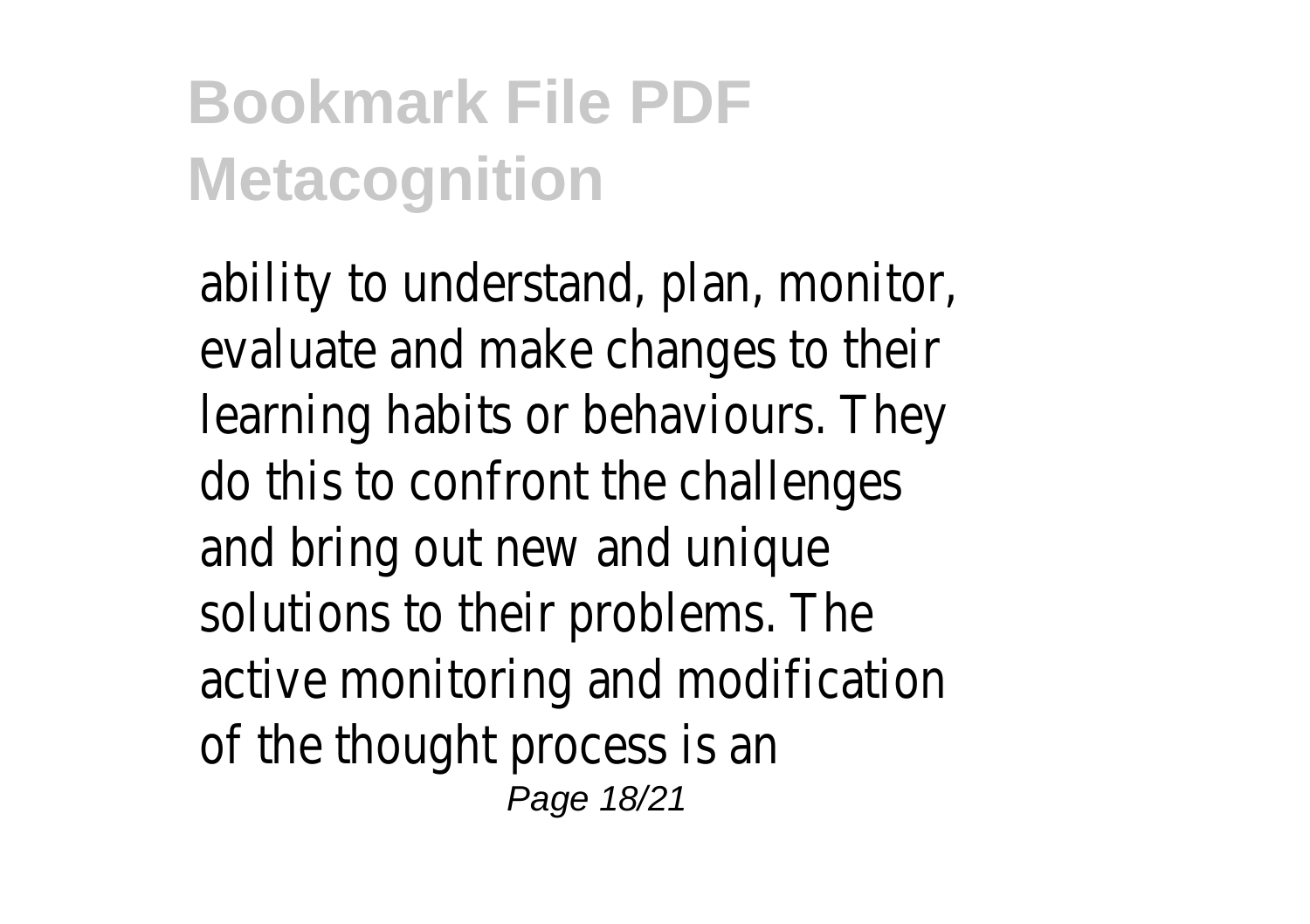ability to understand, plan, monitor, evaluate and make changes to their learning habits or behaviours. They do this to confront the challenges and bring out new and unique solutions to their problems. The active monitoring and modification of the thought process is an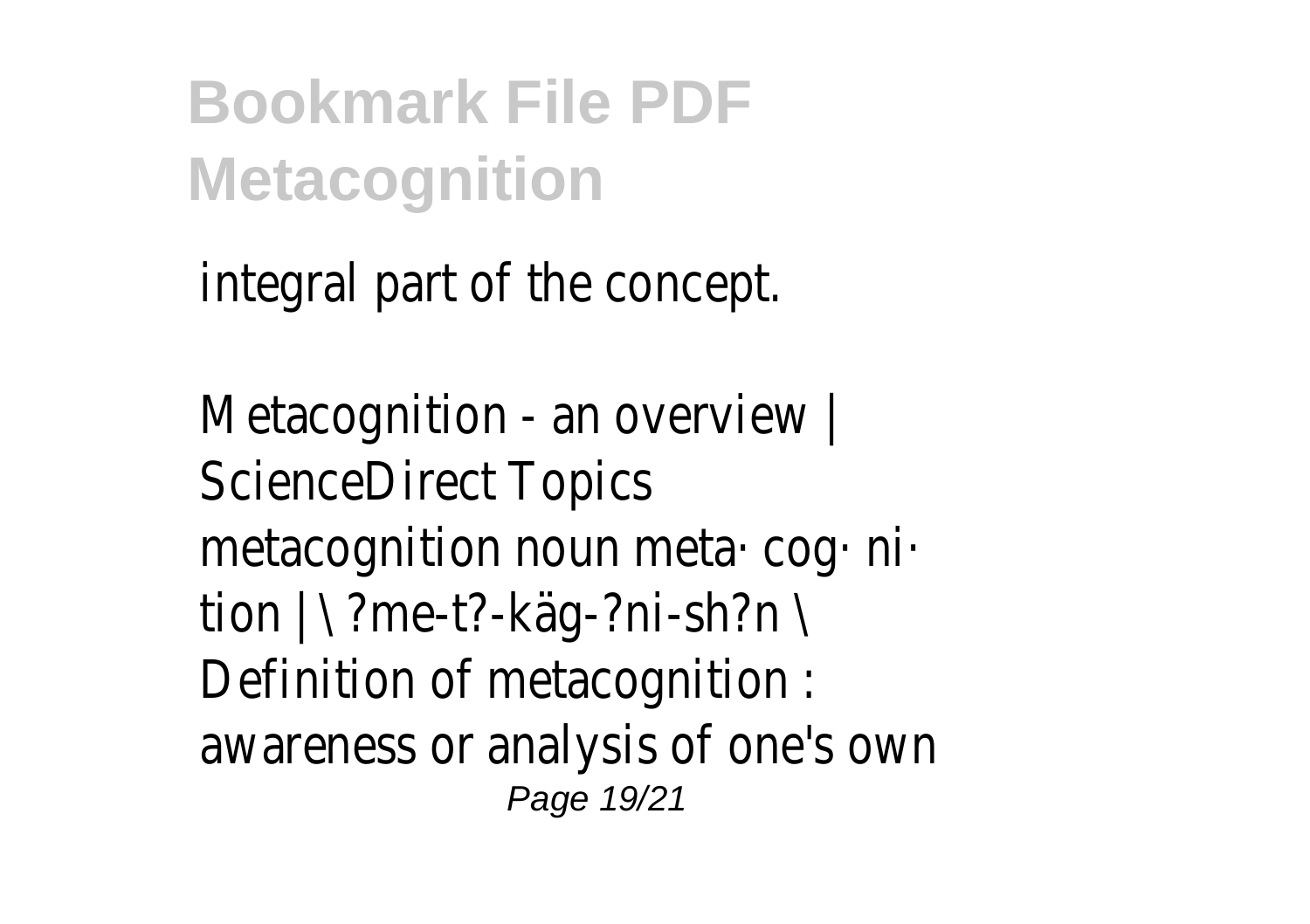integral part of the concept.

Metacognition - an overview | ScienceDirect Topics
metacognition noun meta· cog· ni· tion | \ ?me-t?-käg-?ni-sh?n \ Definition of metacognition : awareness or analysis of one's own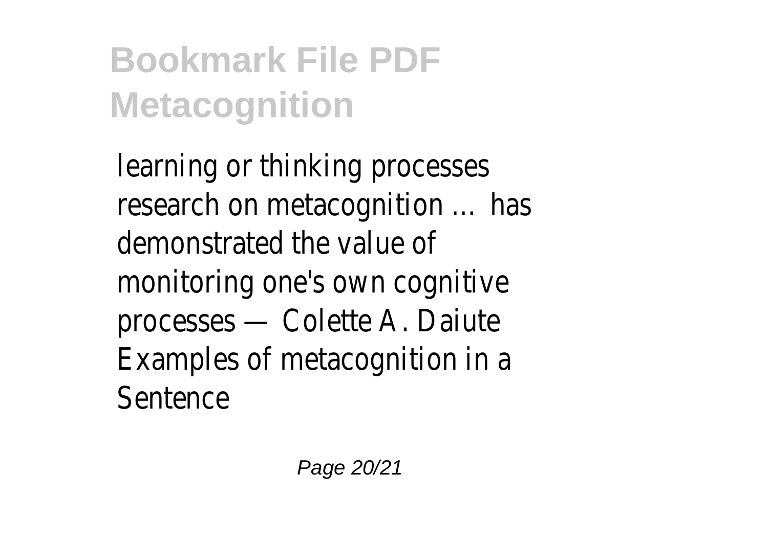learning or thinking processes research on metacognition … has demonstrated the value of monitoring one's own cognitive processes — Colette A. Daiute Examples of metacognition in a Sentence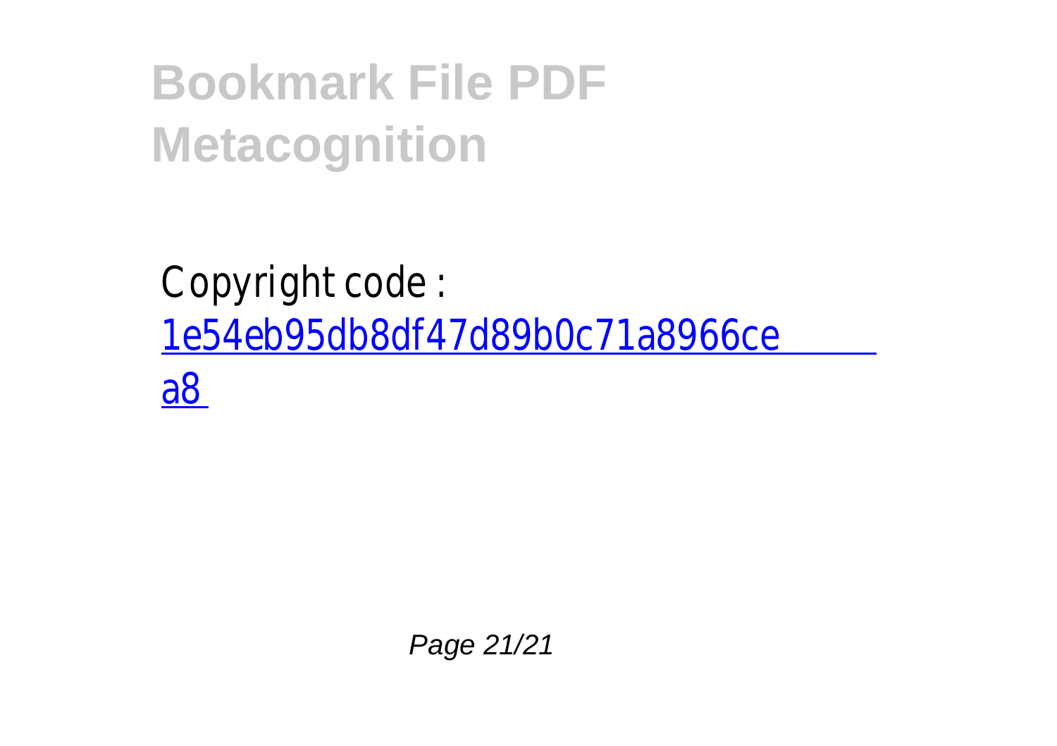Copyright code : 1e54eb95db8df47d89b0c71a8966cea8